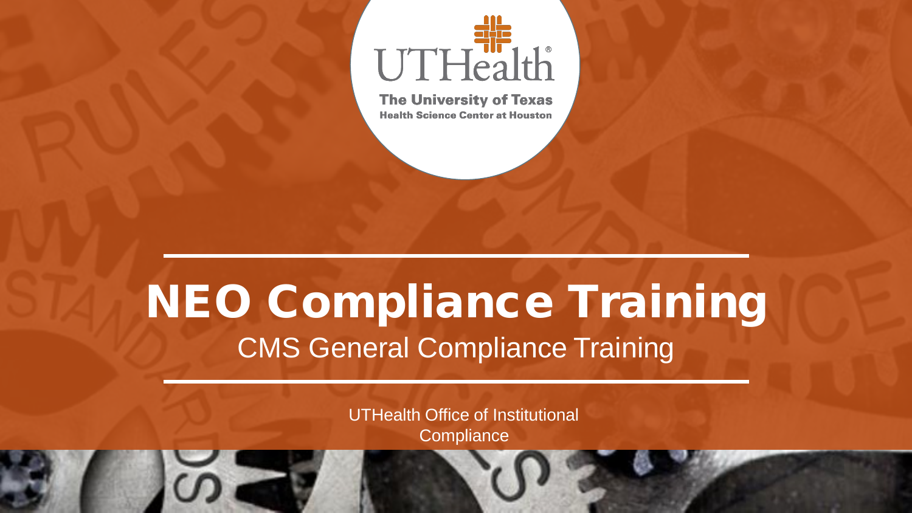UTHealth

The University of Texas
Health Science Center at Houston

# NEO Compliance Training

## CMS General Compliance Training

UTHealth Office of Institutional Compliance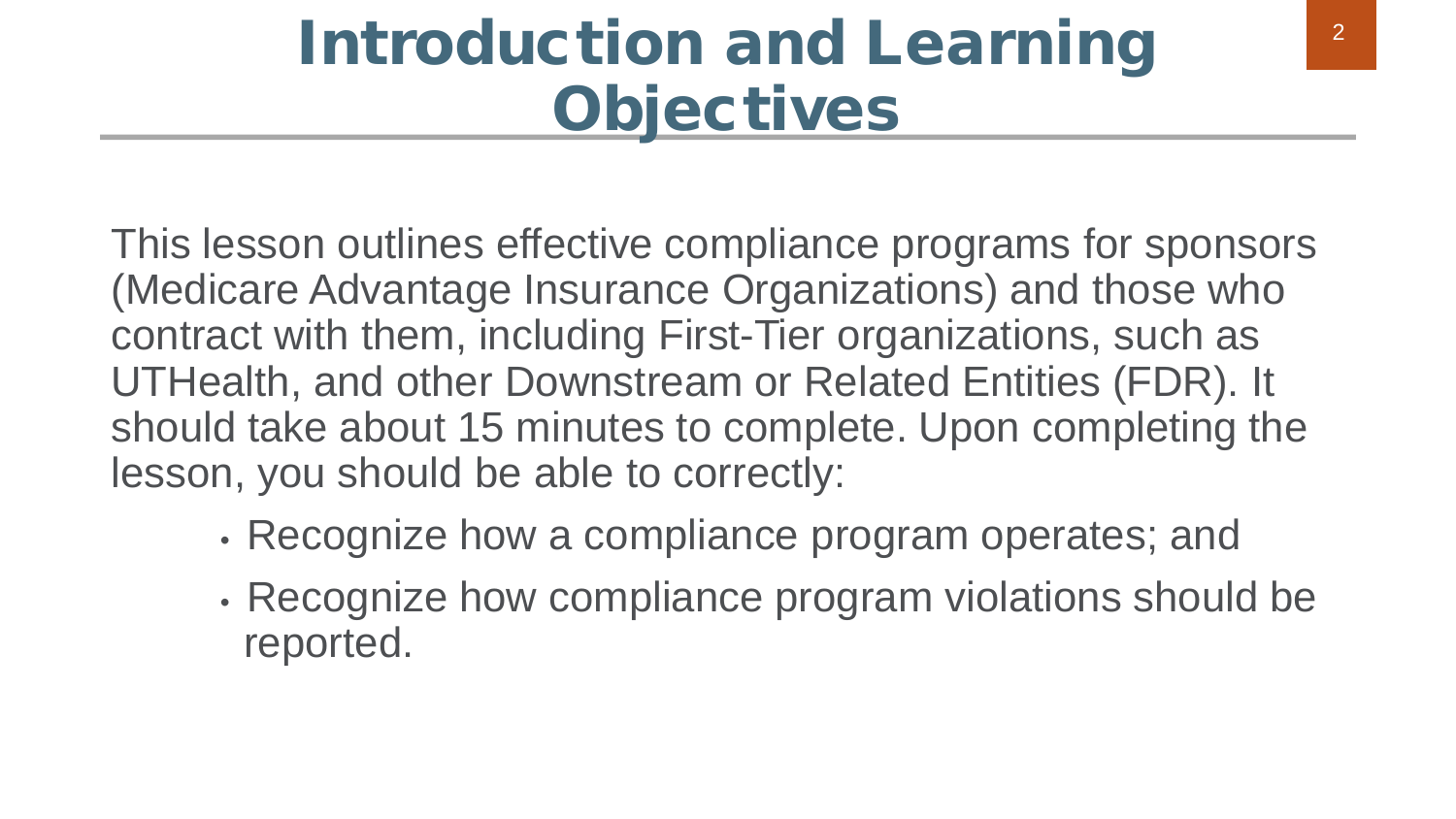# Introduction and Learning Objectives

This lesson outlines effective compliance programs for sponsors (Medicare Advantage Insurance Organizations) and those who contract with them, including First-Tier organizations, such as UTHealth, and other Downstream or Related Entities (FDR). It should take about 15 minutes to complete. Upon completing the lesson, you should be able to correctly:

- Recognize how a compliance program operates; and
- Recognize how compliance program violations should be reported.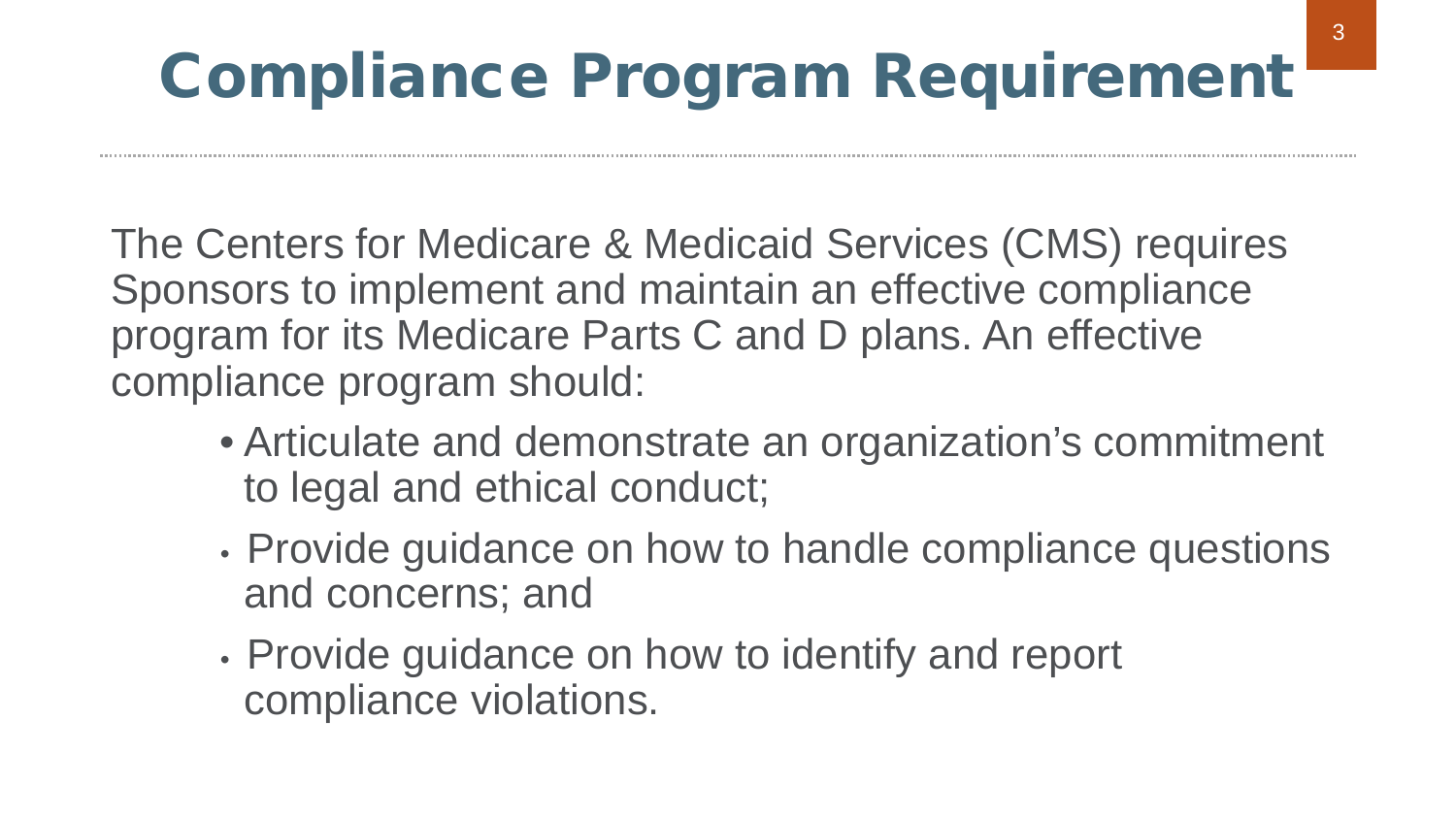# Compliance Program Requirement

The Centers for Medicare & Medicaid Services (CMS) requires Sponsors to implement and maintain an effective compliance program for its Medicare Parts C and D plans. An effective compliance program should:

- Articulate and demonstrate an organization's commitment to legal and ethical conduct;
- Provide guidance on how to handle compliance questions and concerns; and
- Provide guidance on how to identify and report compliance violations.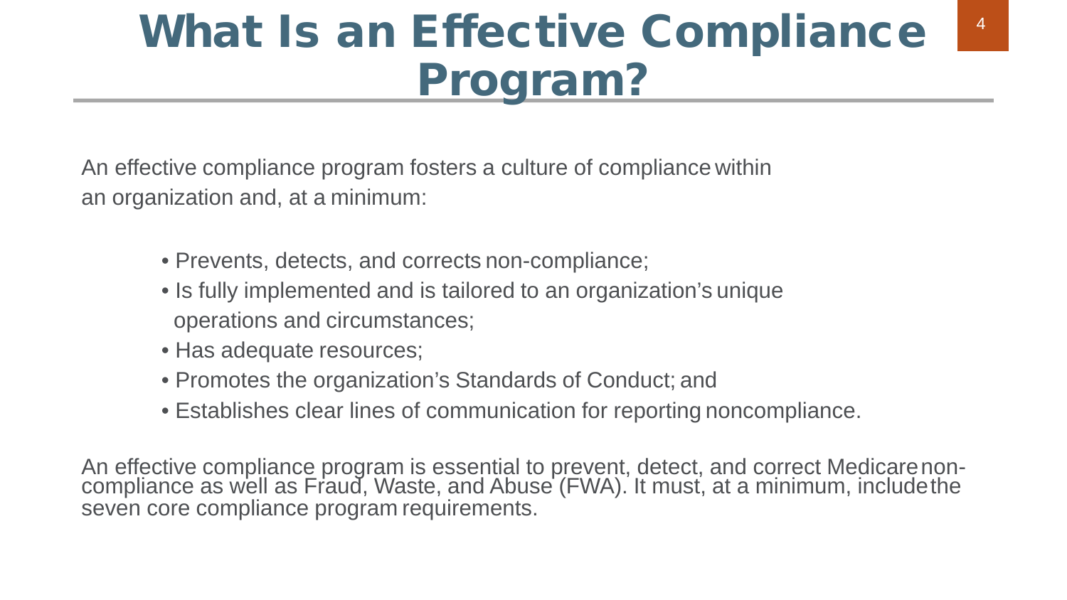# What Is an Effective Compliance Program?

An effective compliance program fosters a culture of compliance within an organization and, at a minimum:

- Prevents, detects, and corrects non-compliance;
- Is fully implemented and is tailored to an organization's unique operations and circumstances;
- Has adequate resources;
- Promotes the organization's Standards of Conduct; and
- Establishes clear lines of communication for reporting noncompliance.

An effective compliance program is essential to prevent, detect, and correct Medicare non-compliance as well as Fraud, Waste, and Abuse (FWA). It must, at a minimum, include the seven core compliance program requirements.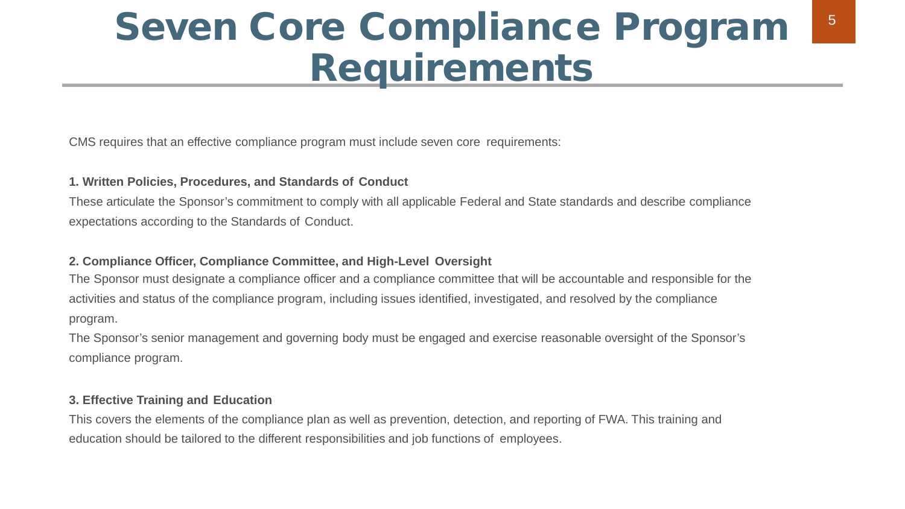# Seven Core Compliance Program Requirements

CMS requires that an effective compliance program must include seven core requirements:

**1. Written Policies, Procedures, and Standards of Conduct**

These articulate the Sponsor's commitment to comply with all applicable Federal and State standards and describe compliance expectations according to the Standards of Conduct.

**2. Compliance Officer, Compliance Committee, and High-Level Oversight**

The Sponsor must designate a compliance officer and a compliance committee that will be accountable and responsible for the activities and status of the compliance program, including issues identified, investigated, and resolved by the compliance program.

The Sponsor's senior management and governing body must be engaged and exercise reasonable oversight of the Sponsor's compliance program.

**3. Effective Training and Education**

This covers the elements of the compliance plan as well as prevention, detection, and reporting of FWA. This training and education should be tailored to the different responsibilities and job functions of employees.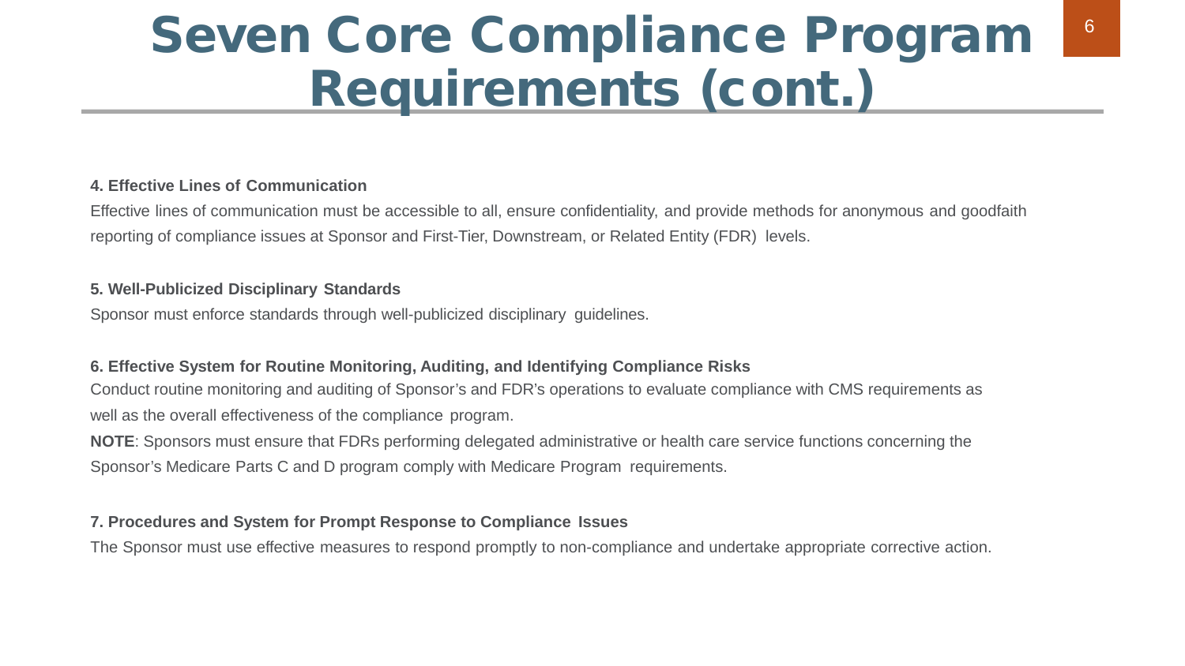# Seven Core Compliance Program Requirements (cont.)

**4. Effective Lines of Communication**

Effective lines of communication must be accessible to all, ensure confidentiality, and provide methods for anonymous and goodfaith reporting of compliance issues at Sponsor and First-Tier, Downstream, or Related Entity (FDR) levels.

**5. Well-Publicized Disciplinary Standards**

Sponsor must enforce standards through well-publicized disciplinary guidelines.

**6. Effective System for Routine Monitoring, Auditing, and Identifying Compliance Risks**

Conduct routine monitoring and auditing of Sponsor's and FDR's operations to evaluate compliance with CMS requirements as well as the overall effectiveness of the compliance program.

**NOTE**: Sponsors must ensure that FDRs performing delegated administrative or health care service functions concerning the Sponsor's Medicare Parts C and D program comply with Medicare Program requirements.

**7. Procedures and System for Prompt Response to Compliance Issues**

The Sponsor must use effective measures to respond promptly to non-compliance and undertake appropriate corrective action.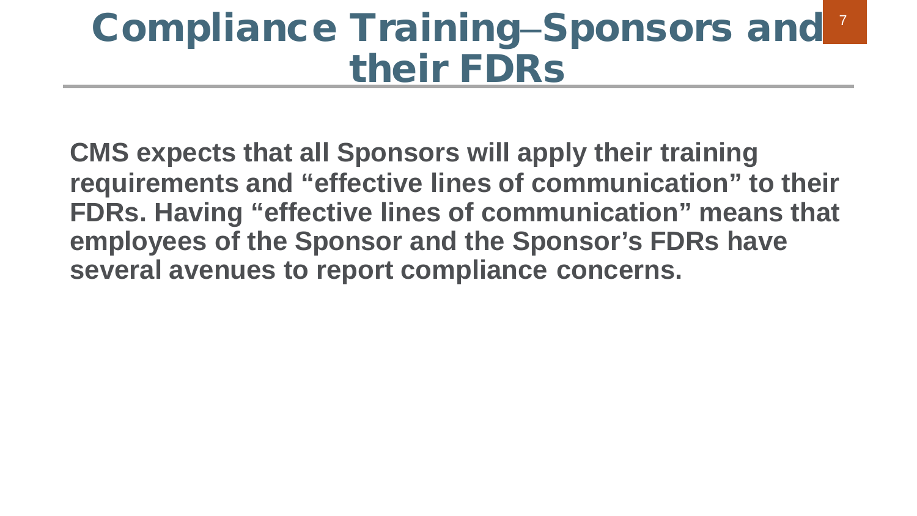# Compliance Training–Sponsors and their FDRs

**CMS expects that all Sponsors will apply their training requirements and "effective lines of communication" to their FDRs. Having "effective lines of communication" means that employees of the Sponsor and the Sponsor's FDRs have several avenues to report compliance concerns.**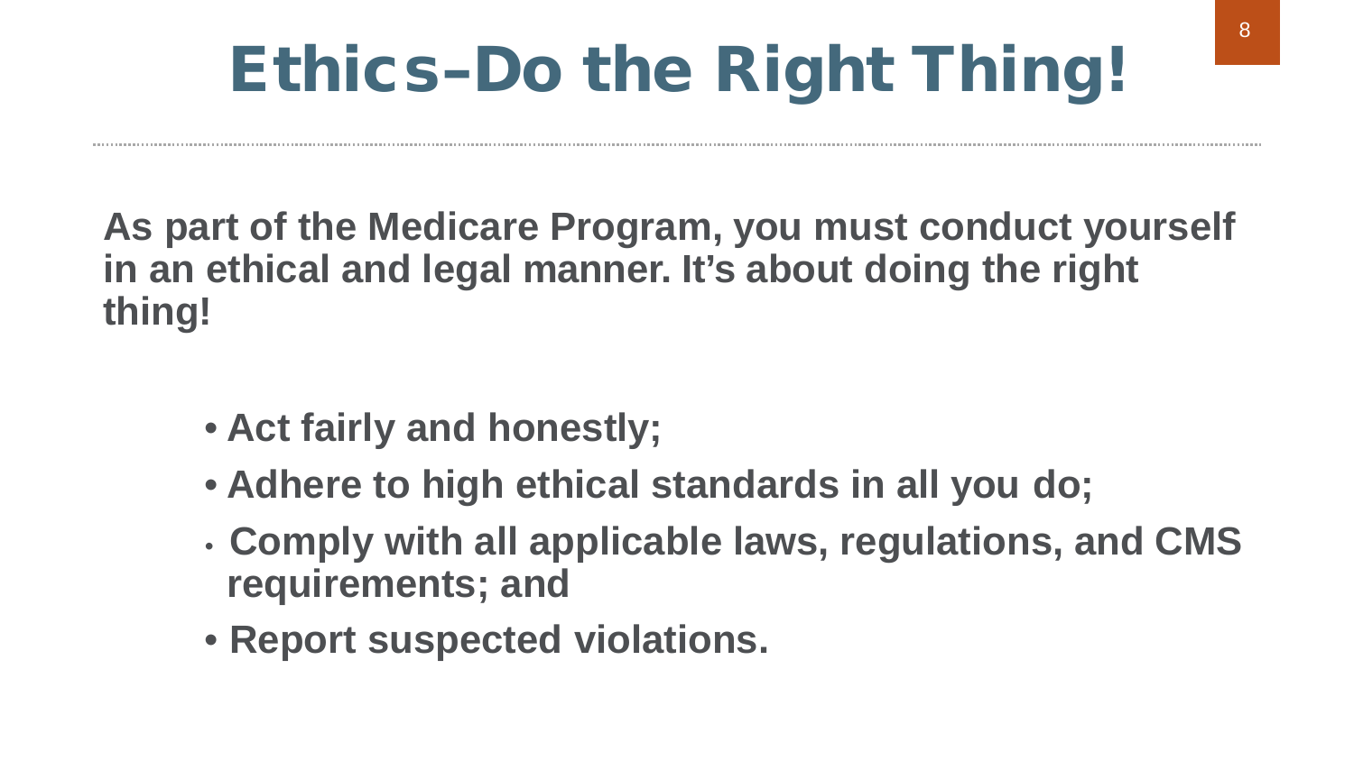# Ethics–Do the Right Thing!

**As part of the Medicare Program, you must conduct yourself in an ethical and legal manner. It's about doing the right thing!**

- **Act fairly and honestly;**
- **Adhere to high ethical standards in all you do;**
- **Comply with all applicable laws, regulations, and CMS requirements; and**
- **Report suspected violations.**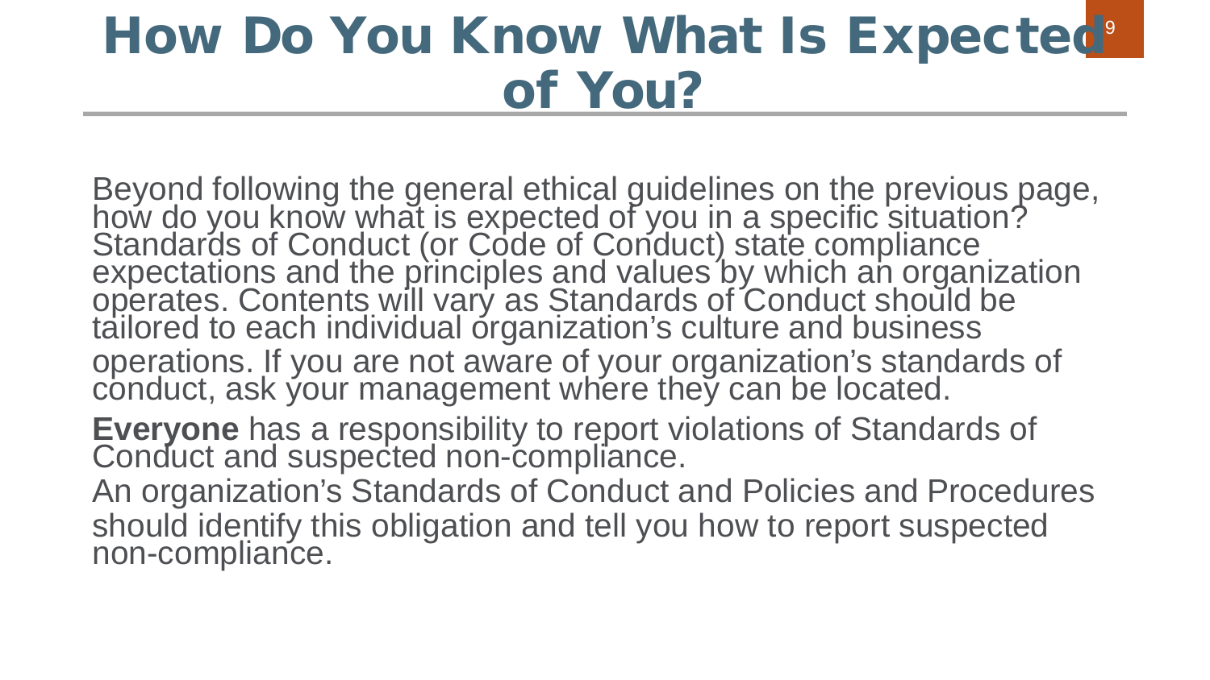# How Do You Know What Is Expected of You?

Beyond following the general ethical guidelines on the previous page, how do you know what is expected of you in a specific situation? Standards of Conduct (or Code of Conduct) state compliance expectations and the principles and values by which an organization operates. Contents will vary as Standards of Conduct should be tailored to each individual organization's culture and business operations. If you are not aware of your organization's standards of conduct, ask your management where they can be located.

**Everyone** has a responsibility to report violations of Standards of Conduct and suspected non-compliance.

An organization's Standards of Conduct and Policies and Procedures should identify this obligation and tell you how to report suspected non-compliance.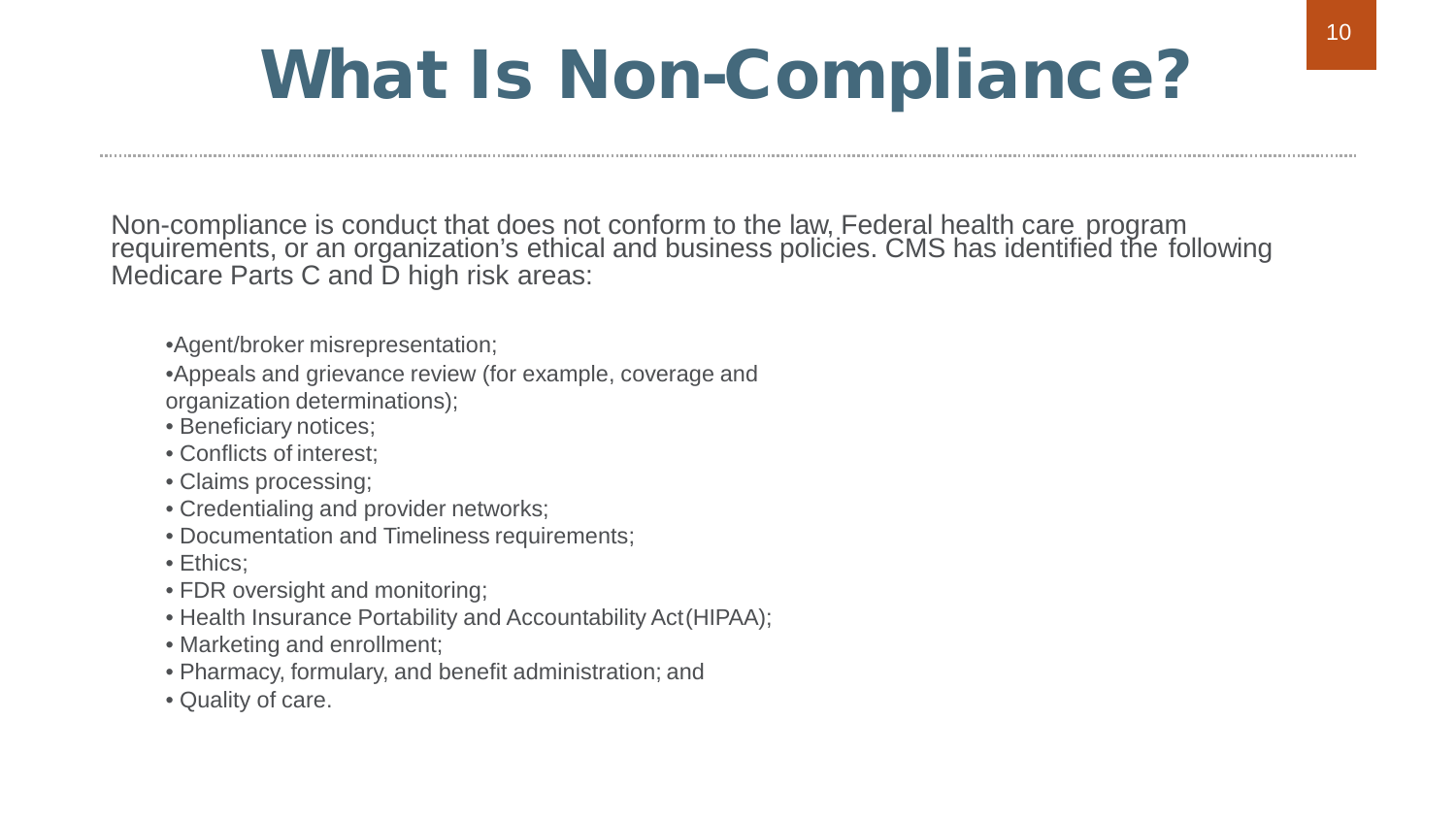# What Is Non-Compliance?

Non-compliance is conduct that does not conform to the law, Federal health care program requirements, or an organization's ethical and business policies. CMS has identified the following Medicare Parts C and D high risk areas:

- Agent/broker misrepresentation;
- Appeals and grievance review (for example, coverage and organization determinations);
- Beneficiary notices;
- Conflicts of interest;
- Claims processing;
- Credentialing and provider networks;
- Documentation and Timeliness requirements;
- Ethics;
- FDR oversight and monitoring;
- Health Insurance Portability and Accountability Act (HIPAA);
- Marketing and enrollment;
- Pharmacy, formulary, and benefit administration; and
- Quality of care.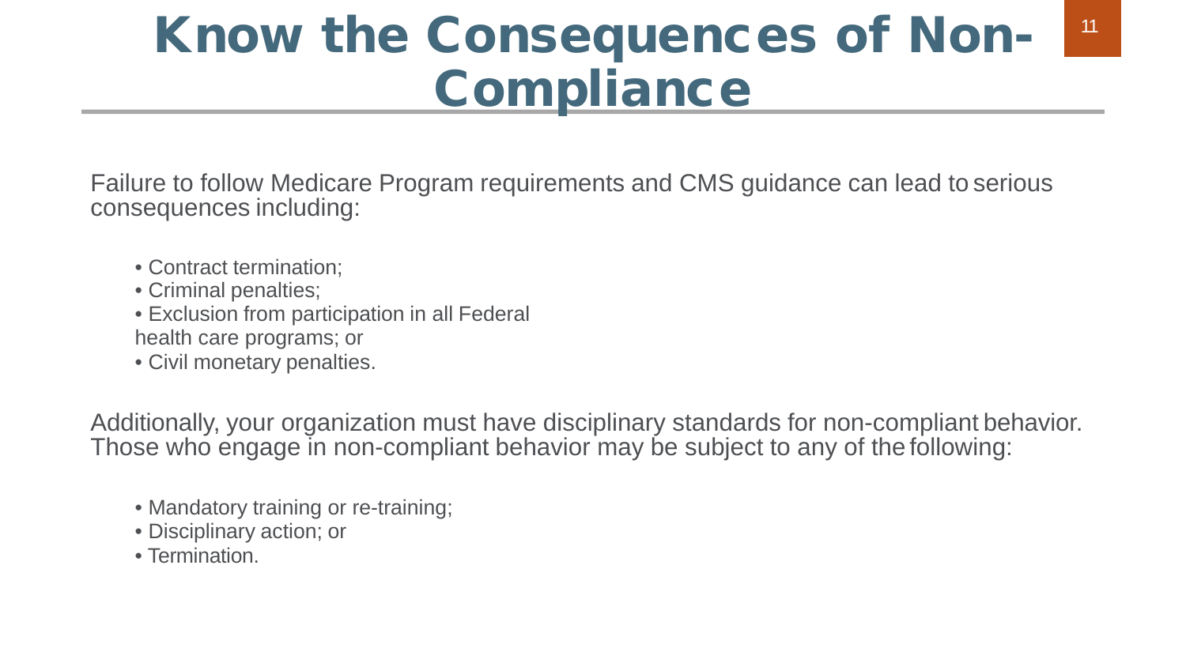# Know the Consequences of Non-Compliance

Failure to follow Medicare Program requirements and CMS guidance can lead to serious consequences including:

- Contract termination;
- Criminal penalties;
- Exclusion from participation in all Federal health care programs; or
- Civil monetary penalties.

Additionally, your organization must have disciplinary standards for non-compliant behavior. Those who engage in non-compliant behavior may be subject to any of the following:

- Mandatory training or re-training;
- Disciplinary action; or
- Termination.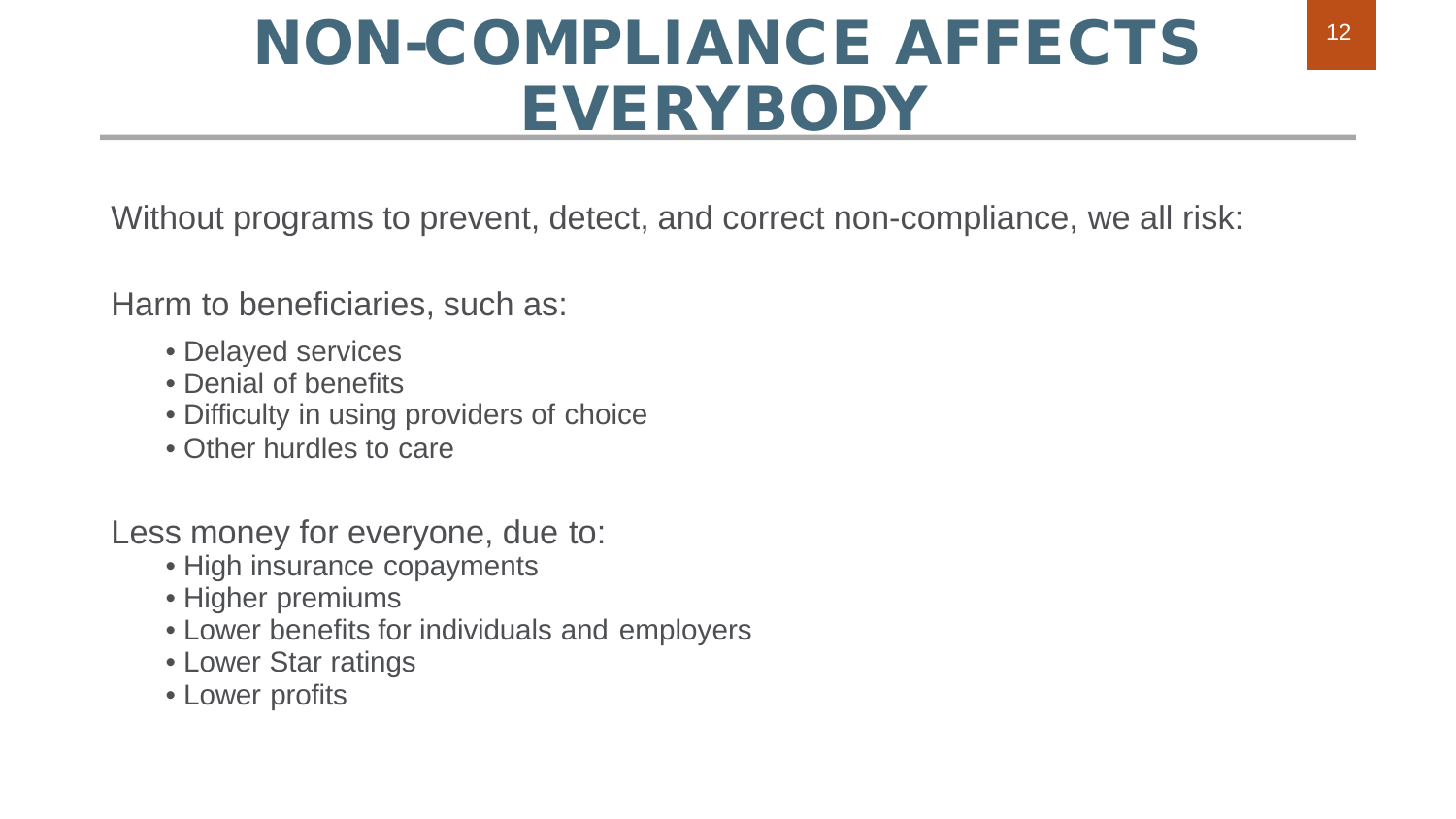# NON-COMPLIANCE AFFECTS EVERYBODY

Without programs to prevent, detect, and correct non-compliance, we all risk:

Harm to beneficiaries, such as:

- Delayed services
- Denial of benefits
- Difficulty in using providers of choice
- Other hurdles to care

Less money for everyone, due to:

- High insurance copayments
- Higher premiums
- Lower benefits for individuals and employers
- Lower Star ratings
- Lower profits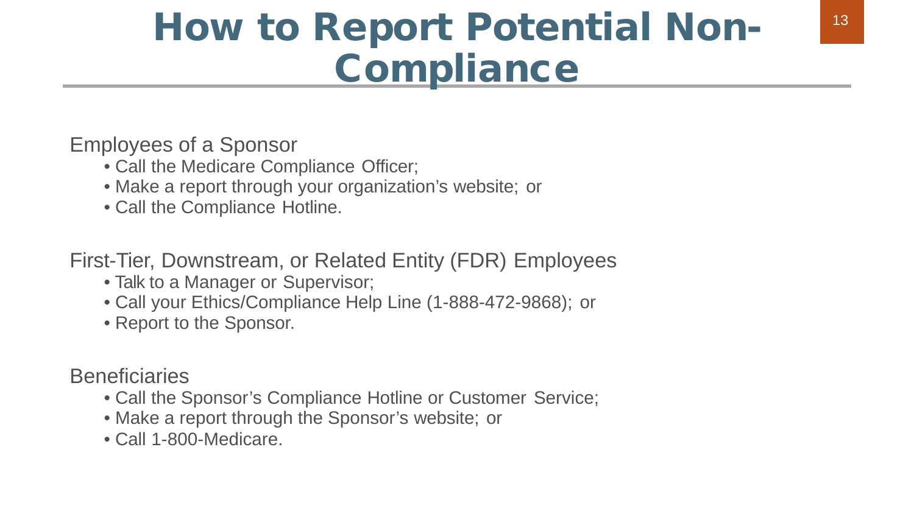# How to Report Potential Non-Compliance

Employees of a Sponsor

- Call the Medicare Compliance Officer;
- Make a report through your organization's website; or
- Call the Compliance Hotline.

First-Tier, Downstream, or Related Entity (FDR) Employees

- Talk to a Manager or Supervisor;
- Call your Ethics/Compliance Help Line (1-888-472-9868); or
- Report to the Sponsor.

Beneficiaries

- Call the Sponsor's Compliance Hotline or Customer Service;
- Make a report through the Sponsor's website; or
- Call 1-800-Medicare.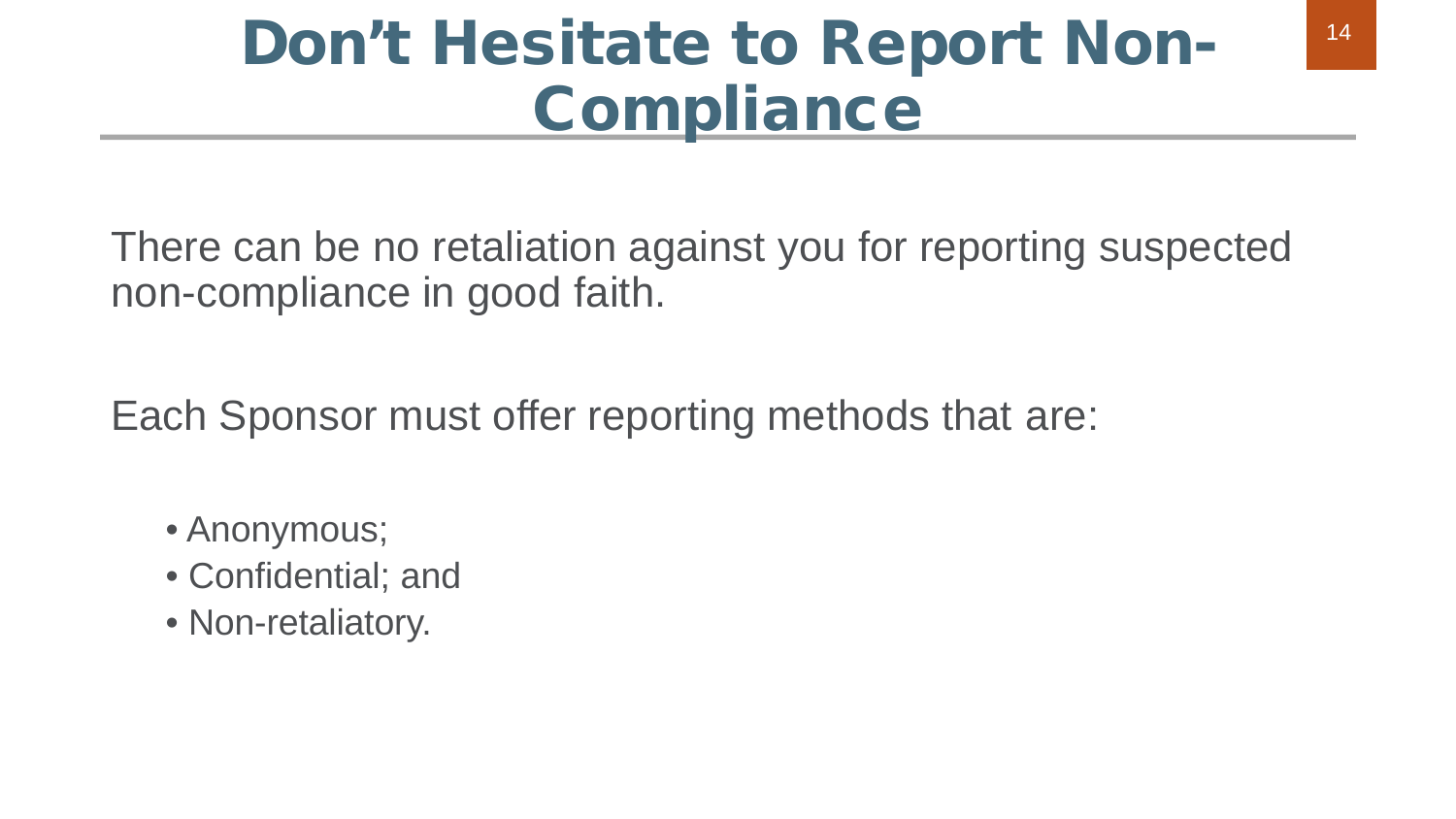# Don't Hesitate to Report Non-Compliance

There can be no retaliation against you for reporting suspected non-compliance in good faith.

Each Sponsor must offer reporting methods that are:

- Anonymous;
- Confidential; and
- Non-retaliatory.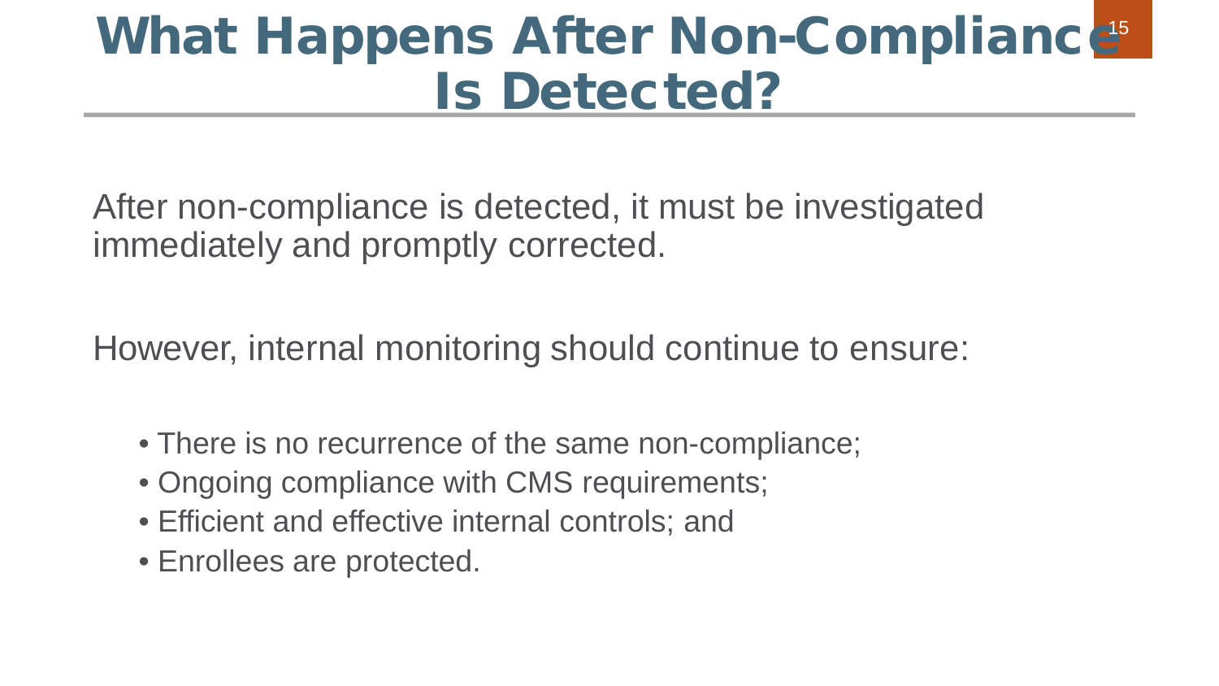# What Happens After Non-Compliance Is Detected?

After non-compliance is detected, it must be investigated immediately and promptly corrected.

However, internal monitoring should continue to ensure:

- There is no recurrence of the same non-compliance;
- Ongoing compliance with CMS requirements;
- Efficient and effective internal controls; and
- Enrollees are protected.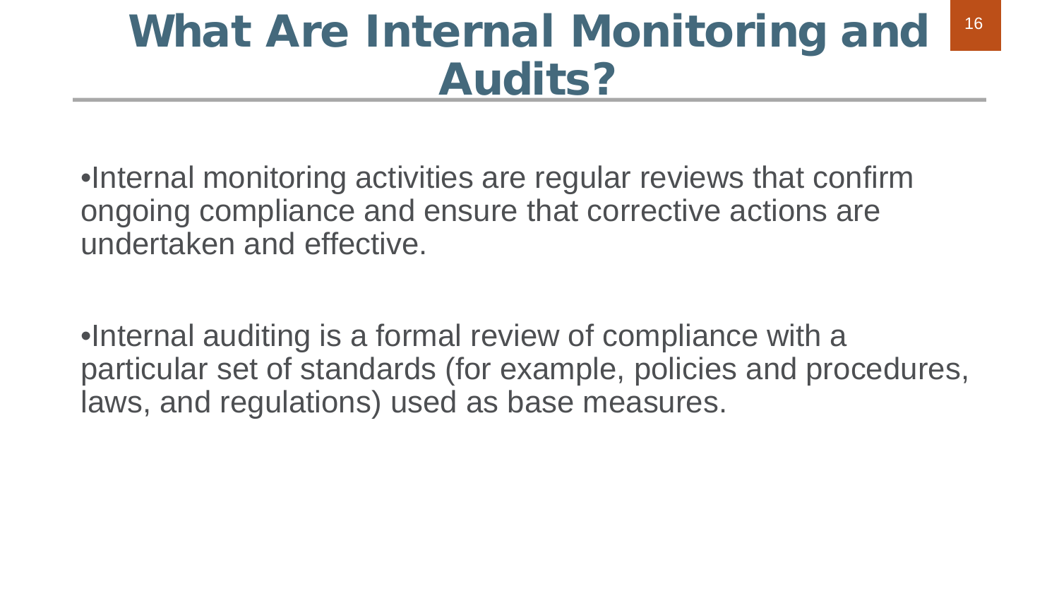# What Are Internal Monitoring and Audits?

- Internal monitoring activities are regular reviews that confirm ongoing compliance and ensure that corrective actions are undertaken and effective.

- Internal auditing is a formal review of compliance with a particular set of standards (for example, policies and procedures, laws, and regulations) used as base measures.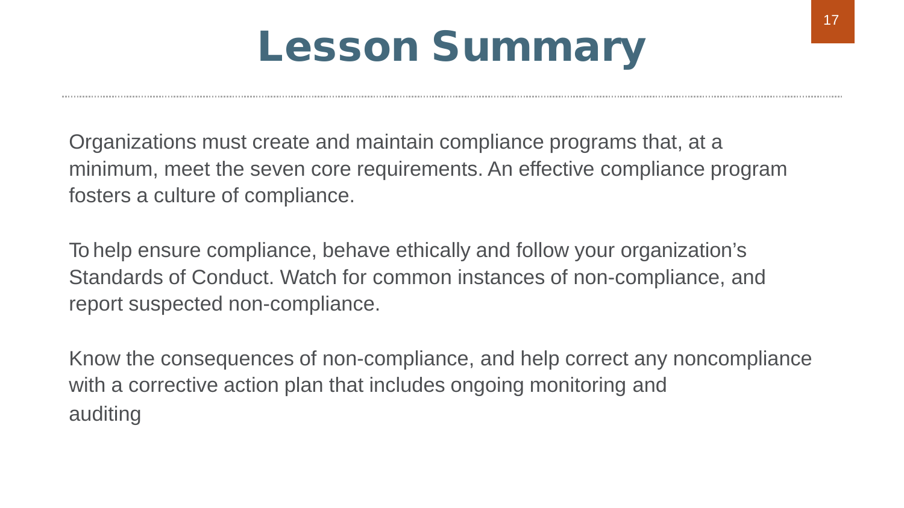# Lesson Summary

Organizations must create and maintain compliance programs that, at a minimum, meet the seven core requirements. An effective compliance program fosters a culture of compliance.

To help ensure compliance, behave ethically and follow your organization's Standards of Conduct. Watch for common instances of non-compliance, and report suspected non-compliance.

Know the consequences of non-compliance, and help correct any noncompliance with a corrective action plan that includes ongoing monitoring and auditing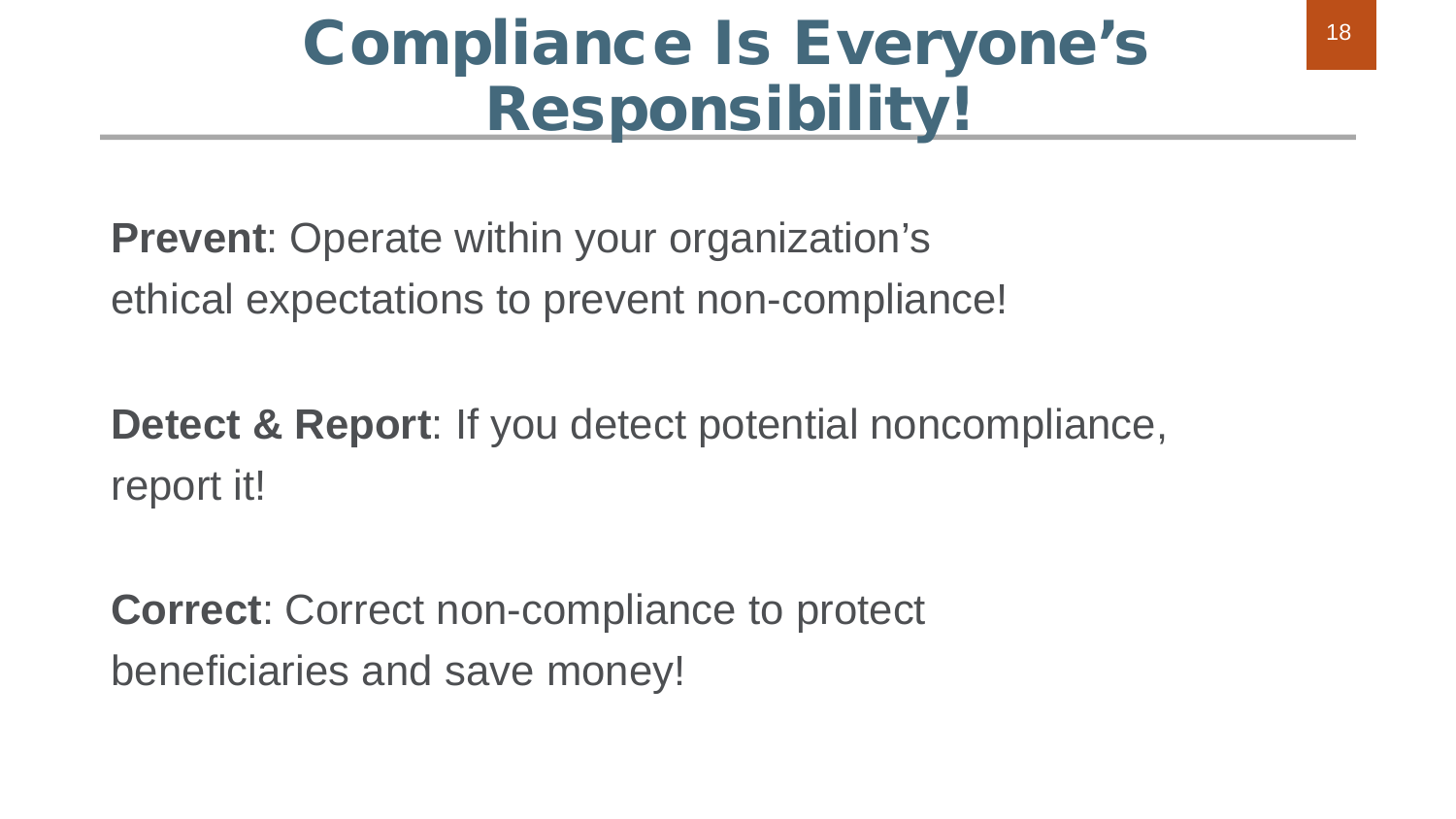# Compliance Is Everyone's Responsibility!

**Prevent**: Operate within your organization's ethical expectations to prevent non-compliance!

**Detect & Report**: If you detect potential noncompliance, report it!

**Correct**: Correct non-compliance to protect beneficiaries and save money!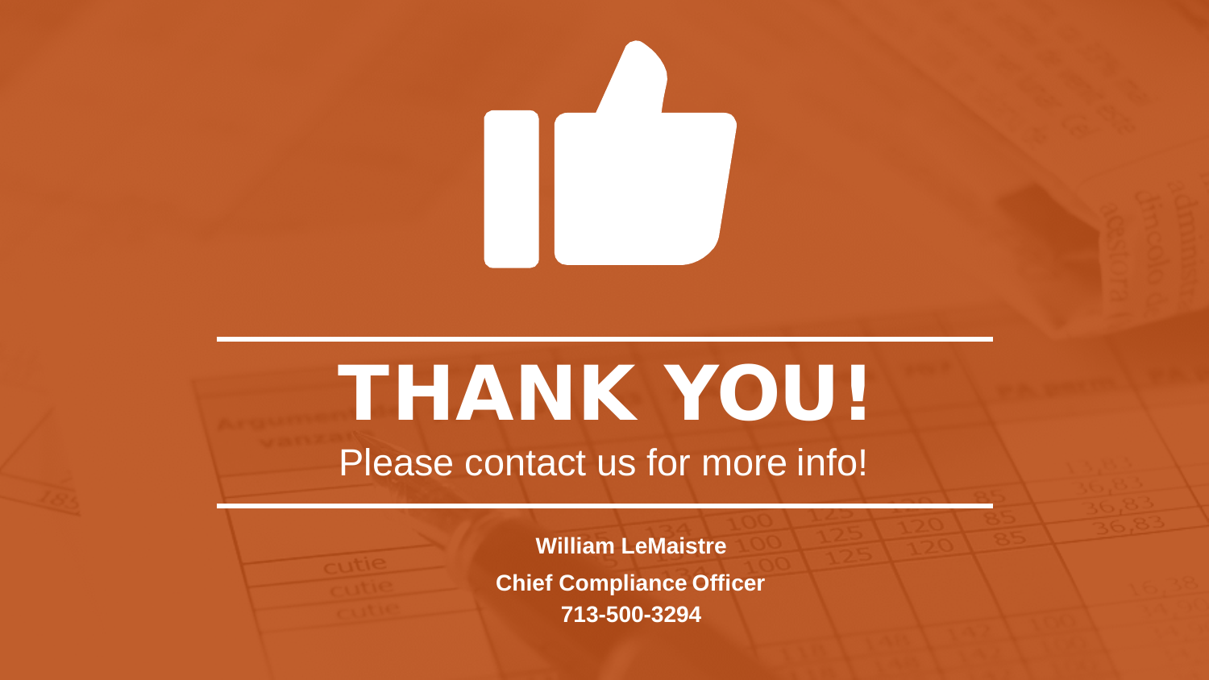# THANK YOU!

Please contact us for more info!

**William LeMaistre**

**Chief Compliance Officer**

**713-500-3294**